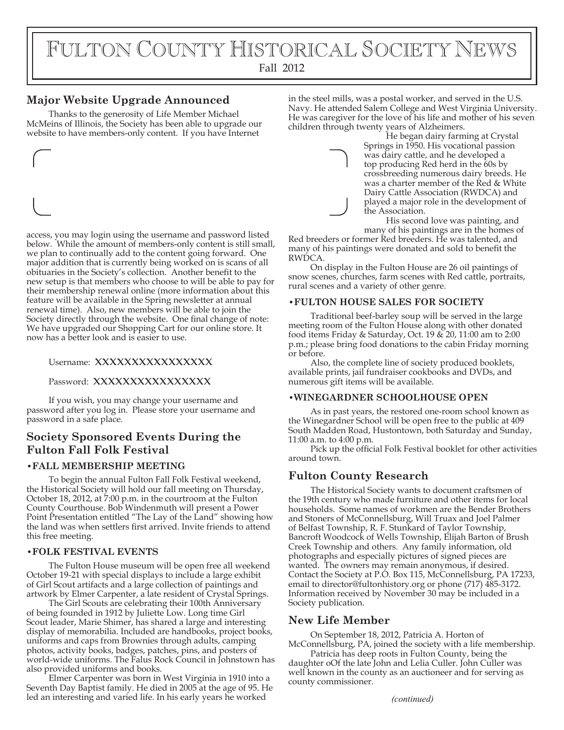although # Fulton County Historical Society News

Fall 2012

## Major Website Upgrade Announced

Thanks to the generosity of Life Member Michael McMeins of Illinois, the Society has been able to upgrade our website to have members-only content. If you have Internet access, you may login using the username and password listed below. While the amount of members-only content is still small, we plan to continually add to the content going forward. One major addition that is currently being worked on is scans of all obituaries in the Society's collection. Another benefit to the new setup is that members who choose to will be able to pay for their membership renewal online (more information about this feature will be available in the Spring newsletter at annual renewal time). Also, new members will be able to join the Society directly through the website. One final change of note: We have upgraded our Shopping Cart for our online store. It now has a better look and is easier to use.

Username: XXXXXXXXXXXXXXXX

Password: XXXXXXXXXXXXXXXX

If you wish, you may change your username and password after you log in. Please store your username and password in a safe place.

## Society Sponsored Events During the Fulton Fall Folk Festival

### •FALL MEMBERSHIP MEETING

To begin the annual Fulton Fall Folk Festival weekend, the Historical Society will hold our fall meeting on Thursday, October 18, 2012, at 7:00 p.m. in the courtroom at the Fulton County Courthouse. Bob Windenmuth will present a Power Point Presentation entitled "The Lay of the Land" showing how the land was when settlers first arrived. Invite friends to attend this free meeting.

### •FOLK FESTIVAL EVENTS

The Fulton House museum will be open free all weekend October 19-21 with special displays to include a large exhibit of Girl Scout artifacts and a large collection of paintings and artwork by Elmer Carpenter, a late resident of Crystal Springs.

The Girl Scouts are celebrating their 100th Anniversary of being founded in 1912 by Juliette Low. Long time Girl Scout leader, Marie Shimer, has shared a large and interesting display of memorabilia. Included are handbooks, project books, uniforms and caps from Brownies through adults, camping photos, activity books, badges, patches, pins, and posters of world-wide uniforms. The Falus Rock Council in Johnstown has also provided uniforms and books.

Elmer Carpenter was born in West Virginia in 1910 into a Seventh Day Baptist family. He died in 2005 at the age of 95. He led an interesting and varied life. In his early years he worked in the steel mills, was a postal worker, and served in the U.S. Navy. He attended Salem College and West Virginia University. He was caregiver for the love of his life and mother of his seven children through twenty years of Alzheimers.

He began dairy farming at Crystal Springs in 1950. His vocational passion was dairy cattle, and he developed a top producing Red herd in the 60s by crossbreeding numerous dairy breeds. He was a charter member of the Red & White Dairy Cattle Association (RWDCA) and played a major role in the development of the Association.

His second love was painting, and many of his paintings are in the homes of Red breeders or former Red breeders. He was talented, and many of his paintings were donated and sold to benefit the RWDCA.

On display in the Fulton House are 26 oil paintings of snow scenes, churches, farm scenes with Red cattle, portraits, rural scenes and a variety of other genre.

### •FULTON HOUSE SALES FOR SOCIETY

Traditional beef-barley soup will be served in the large meeting room of the Fulton House along with other donated food items Friday & Saturday, Oct. 19 & 20, 11:00 am to 2:00 p.m.; please bring food donations to the cabin Friday morning or before.

Also, the complete line of society produced booklets, available prints, jail fundraiser cookbooks and DVDs, and numerous gift items will be available.

### •WINEGARDNER SCHOOLHOUSE OPEN

As in past years, the restored one-room school known as the Winegardner School will be open free to the public at 409 South Madden Road, Hustontown, both Saturday and Sunday, 11:00 a.m. to 4:00 p.m.

Pick up the official Folk Festival booklet for other activities around town.

## Fulton County Research

The Historical Society wants to document craftsmen of the 19th century who made furniture and other items for local households. Some names of workmen are the Bender Brothers and Stoners of McConnellsburg, Will Truax and Joel Palmer of Belfast Township, R. F. Stunkard of Taylor Township, Bancroft Woodcock of Wells Township, Elijah Barton of Brush Creek Township and others. Any family information, old photographs and especially pictures of signed pieces are wanted. The owners may remain anonymous, if desired. Contact the Society at P.O. Box 115, McConnellsburg, PA 17233, email to director@fultonhistory.org or phone (717) 485-3172. Information received by November 30 may be included in a Society publication.

## New Life Member

On September 18, 2012, Patricia A. Horton of McConnellsburg, PA, joined the society with a life membership.

Patricia has deep roots in Fulton County, being the daughter oOf the late John and Lelia Culler. John Culler was well known in the county as an auctioneer and for serving as county commissioner.

*(continued)*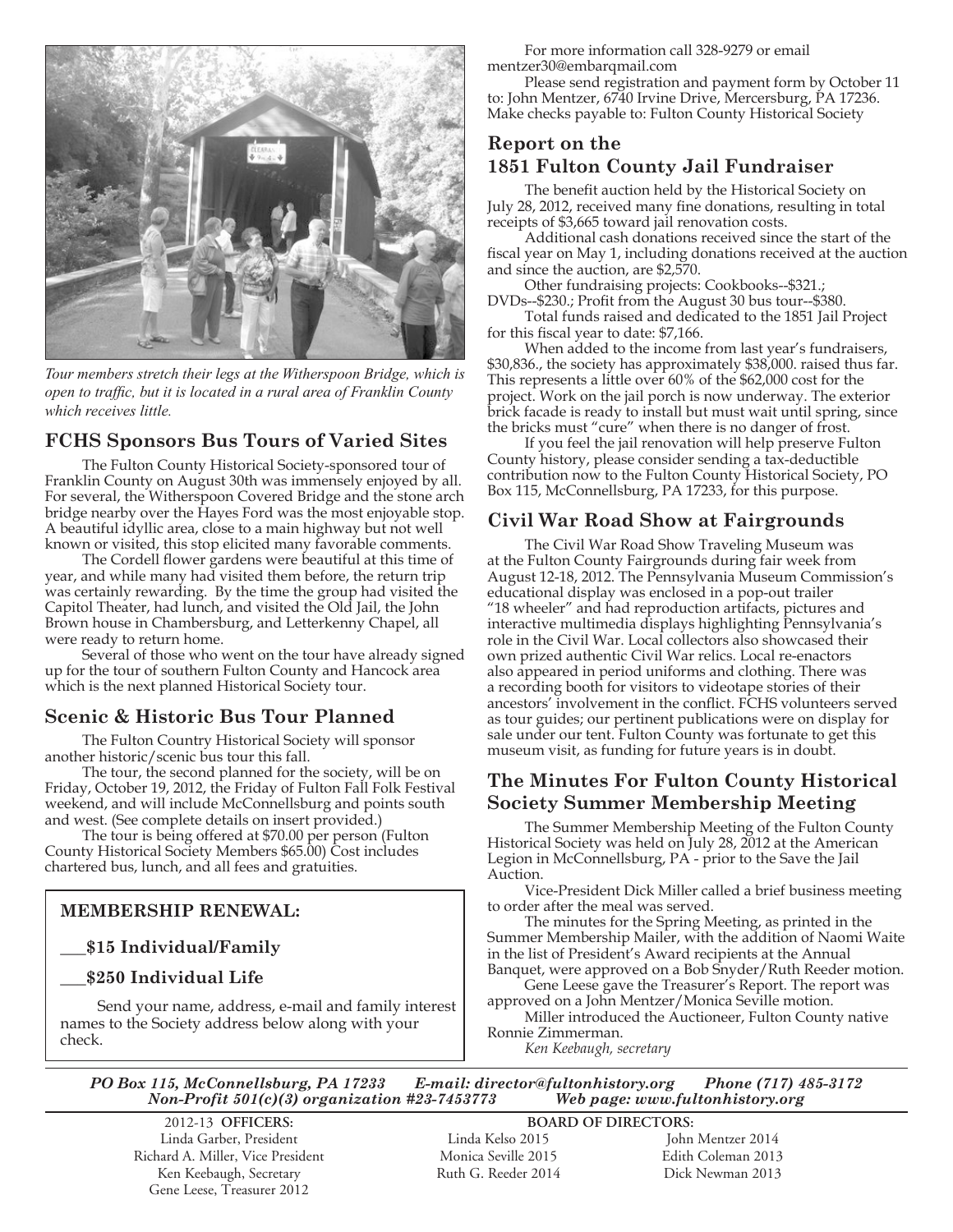*Tour members stretch their legs at the Witherspoon Bridge, which is open to traffic, but it is located in a rural area of Franklin County which receives little.*

## FCHS Sponsors Bus Tours of Varied Sites

The Fulton County Historical Society-sponsored tour of Franklin County on August 30th was immensely enjoyed by all. For several, the Witherspoon Covered Bridge and the stone arch bridge nearby over the Hayes Ford was the most enjoyable stop. A beautiful idyllic area, close to a main highway but not well known or visited, this stop elicited many favorable comments.

The Cordell flower gardens were beautiful at this time of year, and while many had visited them before, the return trip was certainly rewarding. By the time the group had visited the Capitol Theater, had lunch, and visited the Old Jail, the John Brown house in Chambersburg, and Letterkenny Chapel, all were ready to return home.

Several of those who went on the tour have already signed up for the tour of southern Fulton County and Hancock area which is the next planned Historical Society tour.

## Scenic & Historic Bus Tour Planned

The Fulton Country Historical Society will sponsor another historic/scenic bus tour this fall.

The tour, the second planned for the society, will be on Friday, October 19, 2012, the Friday of Fulton Fall Folk Festival weekend, and will include McConnellsburg and points south and west. (See complete details on insert provided.)

The tour is being offered at $70.00 per person (Fulton County Historical Society Members $65.00) Cost includes chartered bus, lunch, and all fees and gratuities.

**MEMBERSHIP RENEWAL:**

**___$15 Individual/Family**

**___$250 Individual Life**

Send your name, address, e-mail and family interest names to the Society address below along with your check.

For more information call 328-9279 or email mentzer30@embarqmail.com

Please send registration and payment form by October 11 to: John Mentzer, 6740 Irvine Drive, Mercersburg, PA 17236. Make checks payable to: Fulton County Historical Society

## Report on the 1851 Fulton County Jail Fundraiser

The benefit auction held by the Historical Society on July 28, 2012, received many fine donations, resulting in total receipts of $3,665 toward jail renovation costs.

Additional cash donations received since the start of the fiscal year on May 1, including donations received at the auction and since the auction, are $2,570.

Other fundraising projects: Cookbooks--$321.; DVDs--$230.; Profit from the August 30 bus tour--$380.

Total funds raised and dedicated to the 1851 Jail Project for this fiscal year to date: $7,166.

When added to the income from last year's fundraisers, $30,836., the society has approximately $38,000. raised thus far. This represents a little over 60% of the $62,000 cost for the project. Work on the jail porch is now underway. The exterior brick facade is ready to install but must wait until spring, since the bricks must "cure" when there is no danger of frost.

If you feel the jail renovation will help preserve Fulton County history, please consider sending a tax-deductible contribution now to the Fulton County Historical Society, PO Box 115, McConnellsburg, PA 17233, for this purpose.

## Civil War Road Show at Fairgrounds

The Civil War Road Show Traveling Museum was at the Fulton County Fairgrounds during fair week from August 12-18, 2012. The Pennsylvania Museum Commission's educational display was enclosed in a pop-out trailer "18 wheeler" and had reproduction artifacts, pictures and interactive multimedia displays highlighting Pennsylvania's role in the Civil War. Local collectors also showcased their own prized authentic Civil War relics. Local re-enactors also appeared in period uniforms and clothing. There was a recording booth for visitors to videotape stories of their ancestors' involvement in the conflict. FCHS volunteers served as tour guides; our pertinent publications were on display for sale under our tent. Fulton County was fortunate to get this museum visit, as funding for future years is in doubt.

## The Minutes For Fulton County Historical Society Summer Membership Meeting

The Summer Membership Meeting of the Fulton County Historical Society was held on July 28, 2012 at the American Legion in McConnellsburg, PA - prior to the Save the Jail Auction.

Vice-President Dick Miller called a brief business meeting to order after the meal was served.

The minutes for the Spring Meeting, as printed in the Summer Membership Mailer, with the addition of Naomi Waite in the list of President's Award recipients at the Annual Banquet, were approved on a Bob Snyder/Ruth Reeder motion.

Gene Leese gave the Treasurer's Report. The report was approved on a John Mentzer/Monica Seville motion.

Miller introduced the Auctioneer, Fulton County native Ronnie Zimmerman.

*Ken Keebaugh, secretary*

***PO Box 115, McConnellsburg, PA 17233 E-mail: director@fultonhistory.org Phone (717) 485-3172***
***Non-Profit 501(c)(3) organization #23-7453773 Web page: www.fultonhistory.org***

2012-13 **OFFICERS:**
Linda Garber, President
Richard A. Miller, Vice President
Ken Keebaugh, Secretary
Gene Leese, Treasurer 2012

**BOARD OF DIRECTORS:**
Linda Kelso 2015
Monica Seville 2015
Ruth G. Reeder 2014
John Mentzer 2014
Edith Coleman 2013
Dick Newman 2013